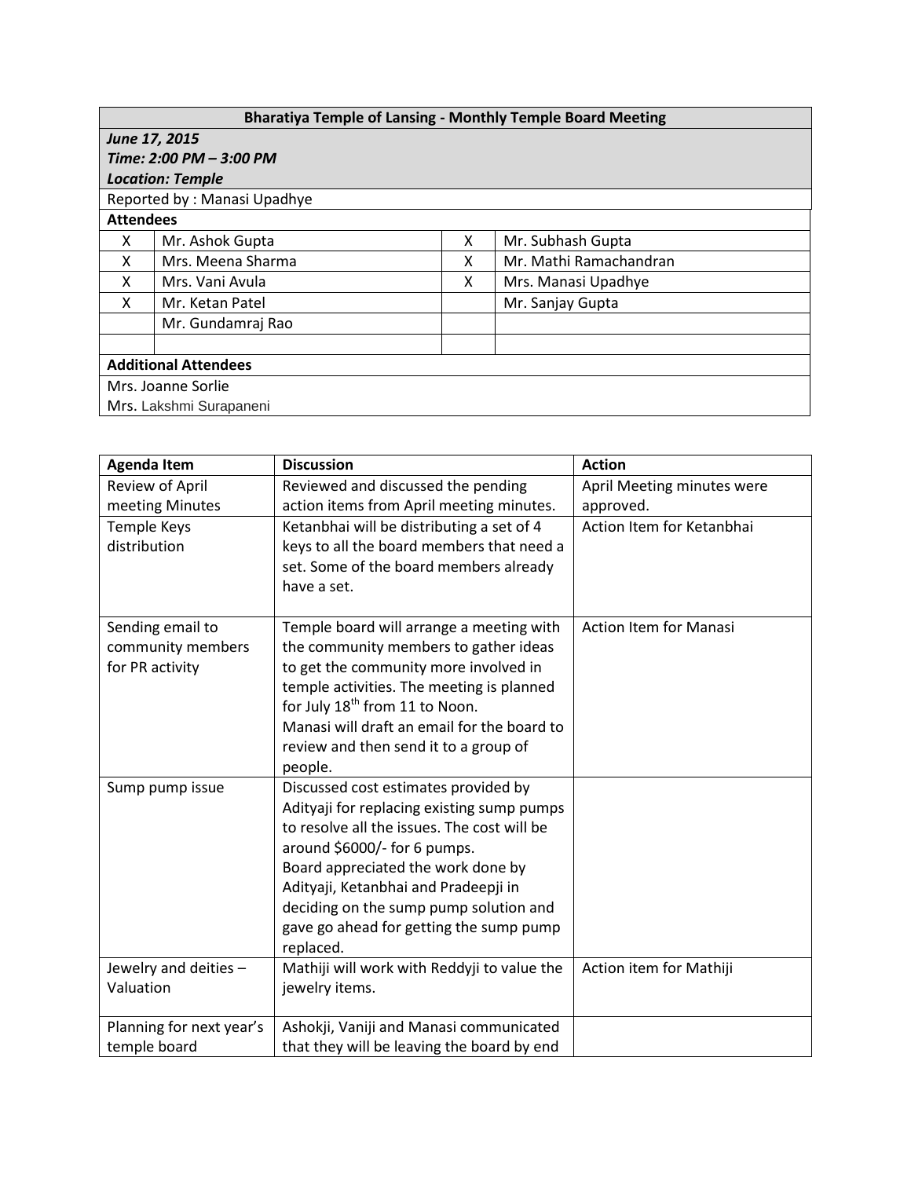| Bharatiya Temple of Lansing - Monthly Temple Board Meeting | | | |
|---|---|---|---|
| ***June 17, 2015*** | | | |
| ***Time: 2:00 PM – 3:00 PM*** | | | |
| ***Location: Temple*** | | | |
| Reported by : Manasi Upadhye | | | |
| **Attendees** | | | |
| X | Mr. Ashok Gupta | X | Mr. Subhash Gupta |
| X | Mrs. Meena Sharma | X | Mr. Mathi Ramachandran |
| X | Mrs. Vani Avula | X | Mrs. Manasi Upadhye |
| X | Mr. Ketan Patel | | Mr. Sanjay Gupta |
| | Mr. Gundamraj Rao | | |
| | | | |
| **Additional Attendees** | | | |
| Mrs. Joanne Sorlie | | | |
| Mrs. Lakshmi Surapaneni | | | |

| Agenda Item | Discussion | Action |
|---|---|---|
| Review of April meeting Minutes | Reviewed and discussed the pending action items from April meeting minutes. | April Meeting minutes were approved. |
| Temple Keys distribution | Ketanbhai will be distributing a set of 4 keys to all the board members that need a set. Some of the board members already have a set. | Action Item for Ketanbhai |
| Sending email to community members for PR activity | Temple board will arrange a meeting with the community members to gather ideas to get the community more involved in temple activities. The meeting is planned for July 18th from 11 to Noon.<br>Manasi will draft an email for the board to review and then send it to a group of people. | Action Item for Manasi |
| Sump pump issue | Discussed cost estimates provided by Adityaji for replacing existing sump pumps to resolve all the issues. The cost will be around $6000/- for 6 pumps.<br>Board appreciated the work done by Adityaji, Ketanbhai and Pradeepji in deciding on the sump pump solution and gave go ahead for getting the sump pump replaced. | |
| Jewelry and deities – Valuation | Mathiji will work with Reddyji to value the jewelry items. | Action item for Mathiji |
| Planning for next year's temple board | Ashokji, Vaniji and Manasi communicated that they will be leaving the board by end | |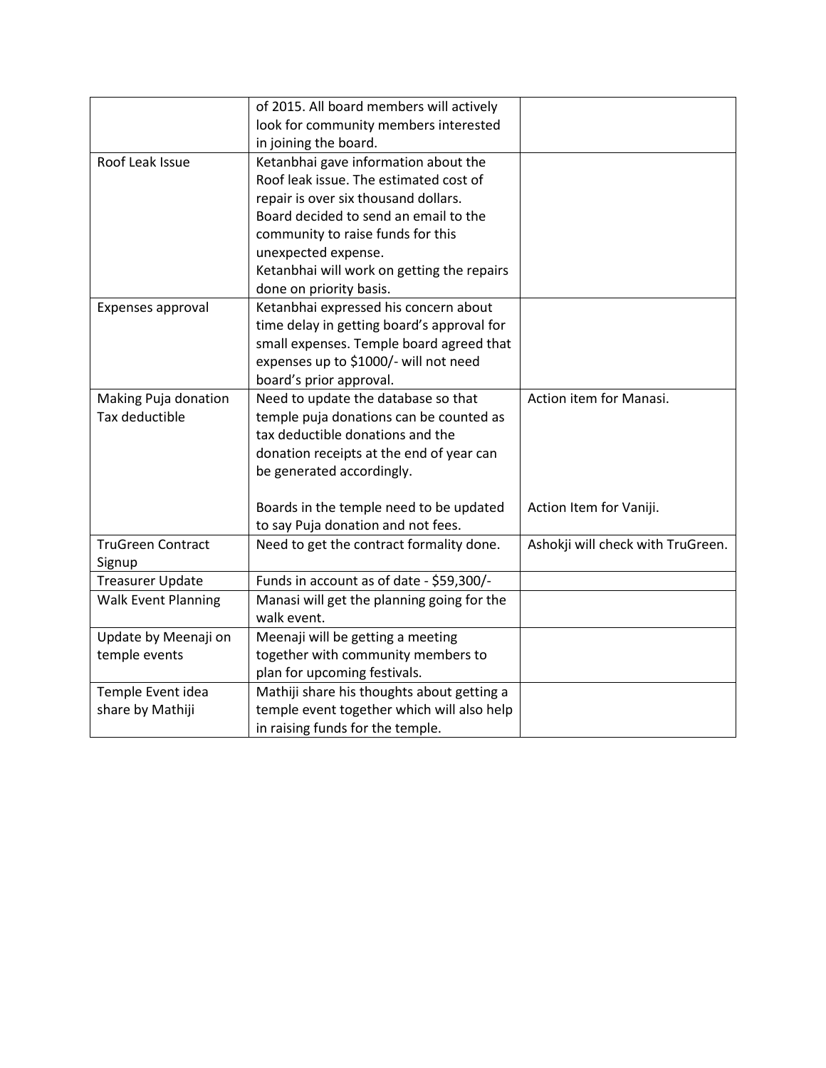| | | |
|---|---|---|
| | of 2015. All board members will actively look for community members interested in joining the board. | |
| Roof Leak Issue | Ketanbhai gave information about the Roof leak issue. The estimated cost of repair is over six thousand dollars. Board decided to send an email to the community to raise funds for this unexpected expense. Ketanbhai will work on getting the repairs done on priority basis. | |
| Expenses approval | Ketanbhai expressed his concern about time delay in getting board's approval for small expenses. Temple board agreed that expenses up to $1000/- will not need board's prior approval. | |
| Making Puja donation Tax deductible | Need to update the database so that temple puja donations can be counted as tax deductible donations and the donation receipts at the end of year can be generated accordingly. | Action item for Manasi. |
| | Boards in the temple need to be updated to say Puja donation and not fees. | Action Item for Vaniji. |
| TruGreen Contract Signup | Need to get the contract formality done. | Ashokji will check with TruGreen. |
| Treasurer Update | Funds in account as of date - $59,300/- | |
| Walk Event Planning | Manasi will get the planning going for the walk event. | |
| Update by Meenaji on temple events | Meenaji will be getting a meeting together with community members to plan for upcoming festivals. | |
| Temple Event idea share by Mathiji | Mathiji share his thoughts about getting a temple event together which will also help in raising funds for the temple. | |